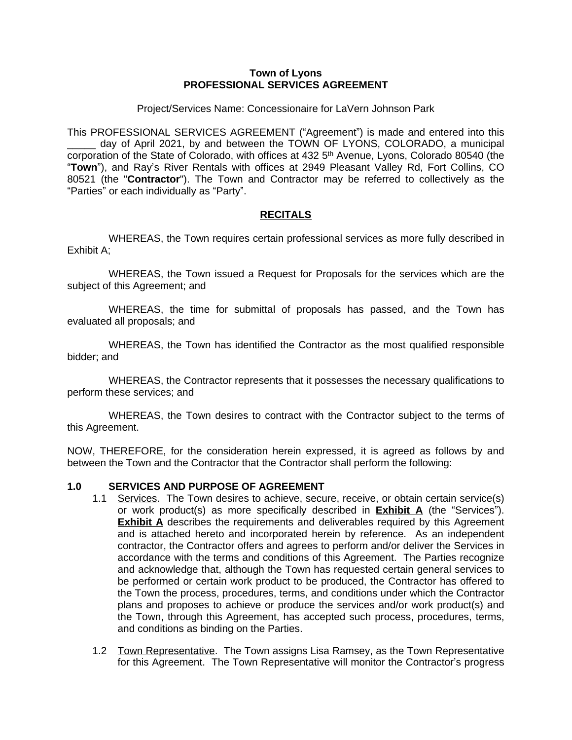**Town of Lyons**
**PROFESSIONAL SERVICES AGREEMENT**

Project/Services Name: Concessionaire for LaVern Johnson Park

This PROFESSIONAL SERVICES AGREEMENT ("Agreement") is made and entered into this _____ day of April 2021, by and between the TOWN OF LYONS, COLORADO, a municipal corporation of the State of Colorado, with offices at 432 5th Avenue, Lyons, Colorado 80540 (the "**Town**"), and Ray's River Rentals with offices at 2949 Pleasant Valley Rd, Fort Collins, CO 80521 (the "**Contractor**"). The Town and Contractor may be referred to collectively as the "Parties" or each individually as "Party".

## RECITALS

WHEREAS, the Town requires certain professional services as more fully described in Exhibit A;

WHEREAS, the Town issued a Request for Proposals for the services which are the subject of this Agreement; and

WHEREAS, the time for submittal of proposals has passed, and the Town has evaluated all proposals; and

WHEREAS, the Town has identified the Contractor as the most qualified responsible bidder; and

WHEREAS, the Contractor represents that it possesses the necessary qualifications to perform these services; and

WHEREAS, the Town desires to contract with the Contractor subject to the terms of this Agreement.

NOW, THEREFORE, for the consideration herein expressed, it is agreed as follows by and between the Town and the Contractor that the Contractor shall perform the following:

### 1.0 SERVICES AND PURPOSE OF AGREEMENT

1.1 Services. The Town desires to achieve, secure, receive, or obtain certain service(s) or work product(s) as more specifically described in **Exhibit A** (the "Services"). **Exhibit A** describes the requirements and deliverables required by this Agreement and is attached hereto and incorporated herein by reference. As an independent contractor, the Contractor offers and agrees to perform and/or deliver the Services in accordance with the terms and conditions of this Agreement. The Parties recognize and acknowledge that, although the Town has requested certain general services to be performed or certain work product to be produced, the Contractor has offered to the Town the process, procedures, terms, and conditions under which the Contractor plans and proposes to achieve or produce the services and/or work product(s) and the Town, through this Agreement, has accepted such process, procedures, terms, and conditions as binding on the Parties.

1.2 Town Representative. The Town assigns Lisa Ramsey, as the Town Representative for this Agreement. The Town Representative will monitor the Contractor's progress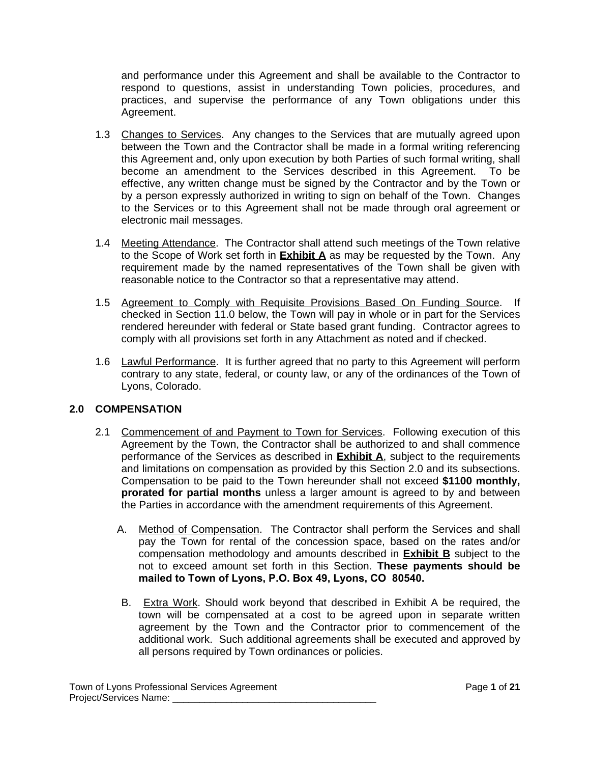and performance under this Agreement and shall be available to the Contractor to respond to questions, assist in understanding Town policies, procedures, and practices, and supervise the performance of any Town obligations under this Agreement.

1.3 Changes to Services. Any changes to the Services that are mutually agreed upon between the Town and the Contractor shall be made in a formal writing referencing this Agreement and, only upon execution by both Parties of such formal writing, shall become an amendment to the Services described in this Agreement. To be effective, any written change must be signed by the Contractor and by the Town or by a person expressly authorized in writing to sign on behalf of the Town. Changes to the Services or to this Agreement shall not be made through oral agreement or electronic mail messages.

1.4 Meeting Attendance. The Contractor shall attend such meetings of the Town relative to the Scope of Work set forth in **Exhibit A** as may be requested by the Town. Any requirement made by the named representatives of the Town shall be given with reasonable notice to the Contractor so that a representative may attend.

1.5 Agreement to Comply with Requisite Provisions Based On Funding Source. If checked in Section 11.0 below, the Town will pay in whole or in part for the Services rendered hereunder with federal or State based grant funding. Contractor agrees to comply with all provisions set forth in any Attachment as noted and if checked.

1.6 Lawful Performance. It is further agreed that no party to this Agreement will perform contrary to any state, federal, or county law, or any of the ordinances of the Town of Lyons, Colorado.

## 2.0 COMPENSATION

2.1 Commencement of and Payment to Town for Services. Following execution of this Agreement by the Town, the Contractor shall be authorized to and shall commence performance of the Services as described in **Exhibit A**, subject to the requirements and limitations on compensation as provided by this Section 2.0 and its subsections. Compensation to be paid to the Town hereunder shall not exceed **$1100 monthly, prorated for partial months** unless a larger amount is agreed to by and between the Parties in accordance with the amendment requirements of this Agreement.

A. Method of Compensation. The Contractor shall perform the Services and shall pay the Town for rental of the concession space, based on the rates and/or compensation methodology and amounts described in **Exhibit B** subject to the not to exceed amount set forth in this Section. **These payments should be mailed to Town of Lyons, P.O. Box 49, Lyons, CO 80540.**

B. Extra Work. Should work beyond that described in Exhibit A be required, the town will be compensated at a cost to be agreed upon in separate written agreement by the Town and the Contractor prior to commencement of the additional work. Such additional agreements shall be executed and approved by all persons required by Town ordinances or policies.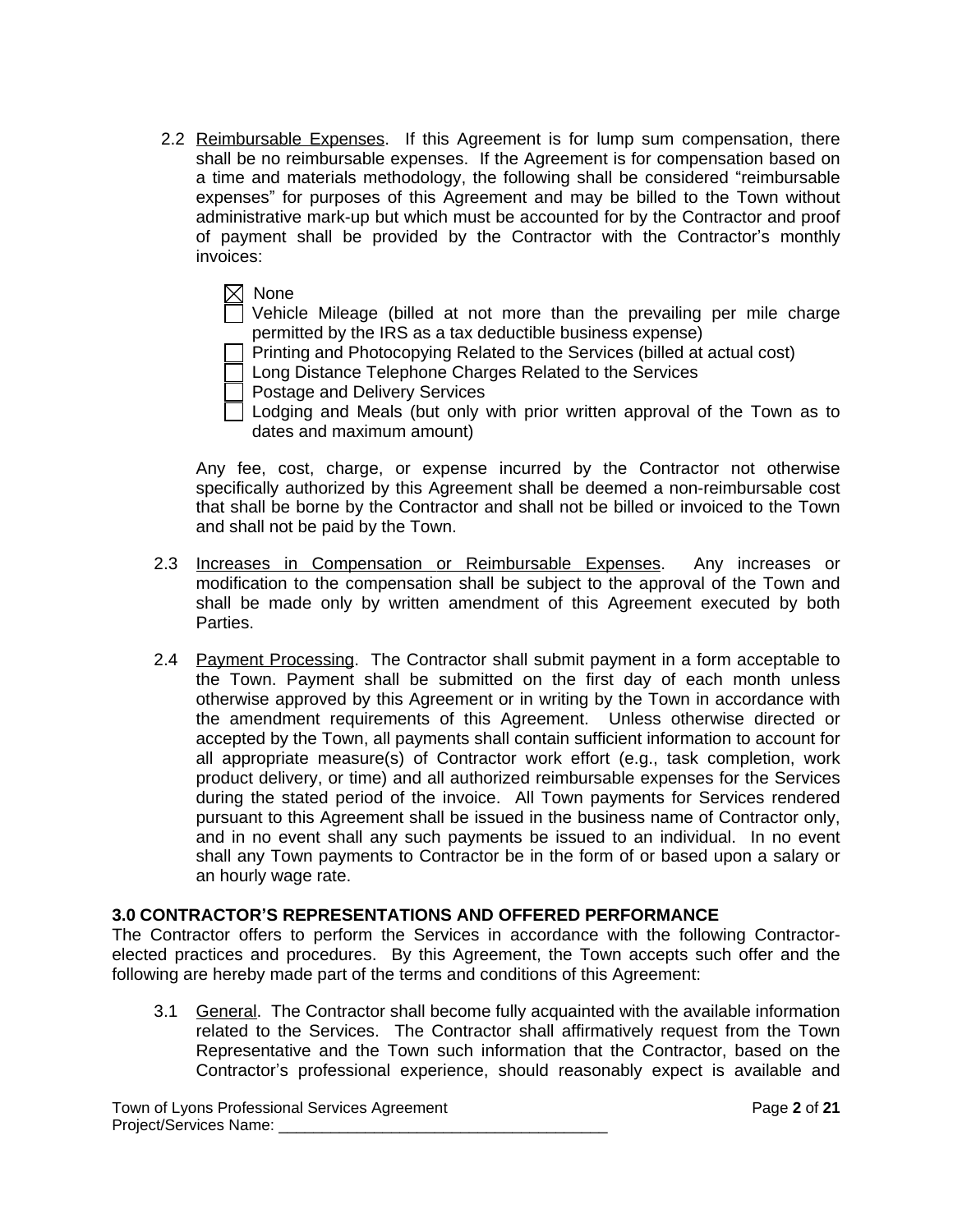2.2 Reimbursable Expenses. If this Agreement is for lump sum compensation, there shall be no reimbursable expenses. If the Agreement is for compensation based on a time and materials methodology, the following shall be considered "reimbursable expenses" for purposes of this Agreement and may be billed to the Town without administrative mark-up but which must be accounted for by the Contractor and proof of payment shall be provided by the Contractor with the Contractor's monthly invoices:

- [x] None
- [ ] Vehicle Mileage (billed at not more than the prevailing per mile charge permitted by the IRS as a tax deductible business expense)
- [ ] Printing and Photocopying Related to the Services (billed at actual cost)
- [ ] Long Distance Telephone Charges Related to the Services
- [ ] Postage and Delivery Services
- [ ] Lodging and Meals (but only with prior written approval of the Town as to dates and maximum amount)

Any fee, cost, charge, or expense incurred by the Contractor not otherwise specifically authorized by this Agreement shall be deemed a non-reimbursable cost that shall be borne by the Contractor and shall not be billed or invoiced to the Town and shall not be paid by the Town.

2.3 Increases in Compensation or Reimbursable Expenses. Any increases or modification to the compensation shall be subject to the approval of the Town and shall be made only by written amendment of this Agreement executed by both Parties.

2.4 Payment Processing. The Contractor shall submit payment in a form acceptable to the Town. Payment shall be submitted on the first day of each month unless otherwise approved by this Agreement or in writing by the Town in accordance with the amendment requirements of this Agreement. Unless otherwise directed or accepted by the Town, all payments shall contain sufficient information to account for all appropriate measure(s) of Contractor work effort (e.g., task completion, work product delivery, or time) and all authorized reimbursable expenses for the Services during the stated period of the invoice. All Town payments for Services rendered pursuant to this Agreement shall be issued in the business name of Contractor only, and in no event shall any such payments be issued to an individual. In no event shall any Town payments to Contractor be in the form of or based upon a salary or an hourly wage rate.

**3.0 CONTRACTOR'S REPRESENTATIONS AND OFFERED PERFORMANCE**

The Contractor offers to perform the Services in accordance with the following Contractor-elected practices and procedures. By this Agreement, the Town accepts such offer and the following are hereby made part of the terms and conditions of this Agreement:

3.1 General. The Contractor shall become fully acquainted with the available information related to the Services. The Contractor shall affirmatively request from the Town Representative and the Town such information that the Contractor, based on the Contractor's professional experience, should reasonably expect is available and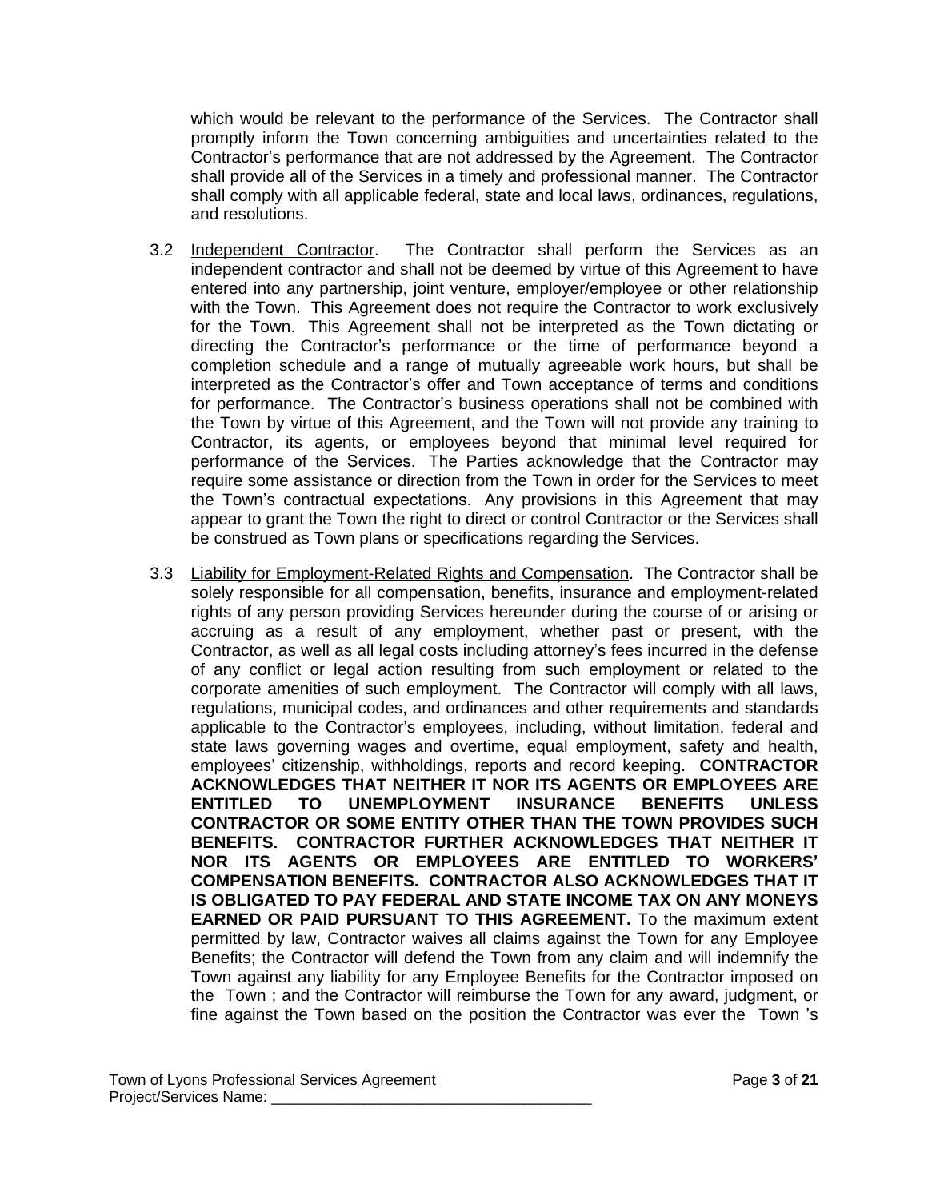which would be relevant to the performance of the Services. The Contractor shall promptly inform the Town concerning ambiguities and uncertainties related to the Contractor's performance that are not addressed by the Agreement. The Contractor shall provide all of the Services in a timely and professional manner. The Contractor shall comply with all applicable federal, state and local laws, ordinances, regulations, and resolutions.

3.2 Independent Contractor. The Contractor shall perform the Services as an independent contractor and shall not be deemed by virtue of this Agreement to have entered into any partnership, joint venture, employer/employee or other relationship with the Town. This Agreement does not require the Contractor to work exclusively for the Town. This Agreement shall not be interpreted as the Town dictating or directing the Contractor's performance or the time of performance beyond a completion schedule and a range of mutually agreeable work hours, but shall be interpreted as the Contractor's offer and Town acceptance of terms and conditions for performance. The Contractor's business operations shall not be combined with the Town by virtue of this Agreement, and the Town will not provide any training to Contractor, its agents, or employees beyond that minimal level required for performance of the Services. The Parties acknowledge that the Contractor may require some assistance or direction from the Town in order for the Services to meet the Town's contractual expectations. Any provisions in this Agreement that may appear to grant the Town the right to direct or control Contractor or the Services shall be construed as Town plans or specifications regarding the Services.

3.3 Liability for Employment-Related Rights and Compensation. The Contractor shall be solely responsible for all compensation, benefits, insurance and employment-related rights of any person providing Services hereunder during the course of or arising or accruing as a result of any employment, whether past or present, with the Contractor, as well as all legal costs including attorney's fees incurred in the defense of any conflict or legal action resulting from such employment or related to the corporate amenities of such employment. The Contractor will comply with all laws, regulations, municipal codes, and ordinances and other requirements and standards applicable to the Contractor's employees, including, without limitation, federal and state laws governing wages and overtime, equal employment, safety and health, employees' citizenship, withholdings, reports and record keeping. **CONTRACTOR ACKNOWLEDGES THAT NEITHER IT NOR ITS AGENTS OR EMPLOYEES ARE ENTITLED TO UNEMPLOYMENT INSURANCE BENEFITS UNLESS CONTRACTOR OR SOME ENTITY OTHER THAN THE TOWN PROVIDES SUCH BENEFITS. CONTRACTOR FURTHER ACKNOWLEDGES THAT NEITHER IT NOR ITS AGENTS OR EMPLOYEES ARE ENTITLED TO WORKERS' COMPENSATION BENEFITS. CONTRACTOR ALSO ACKNOWLEDGES THAT IT IS OBLIGATED TO PAY FEDERAL AND STATE INCOME TAX ON ANY MONEYS EARNED OR PAID PURSUANT TO THIS AGREEMENT.** To the maximum extent permitted by law, Contractor waives all claims against the Town for any Employee Benefits; the Contractor will defend the Town from any claim and will indemnify the Town against any liability for any Employee Benefits for the Contractor imposed on the Town ; and the Contractor will reimburse the Town for any award, judgment, or fine against the Town based on the position the Contractor was ever the Town 's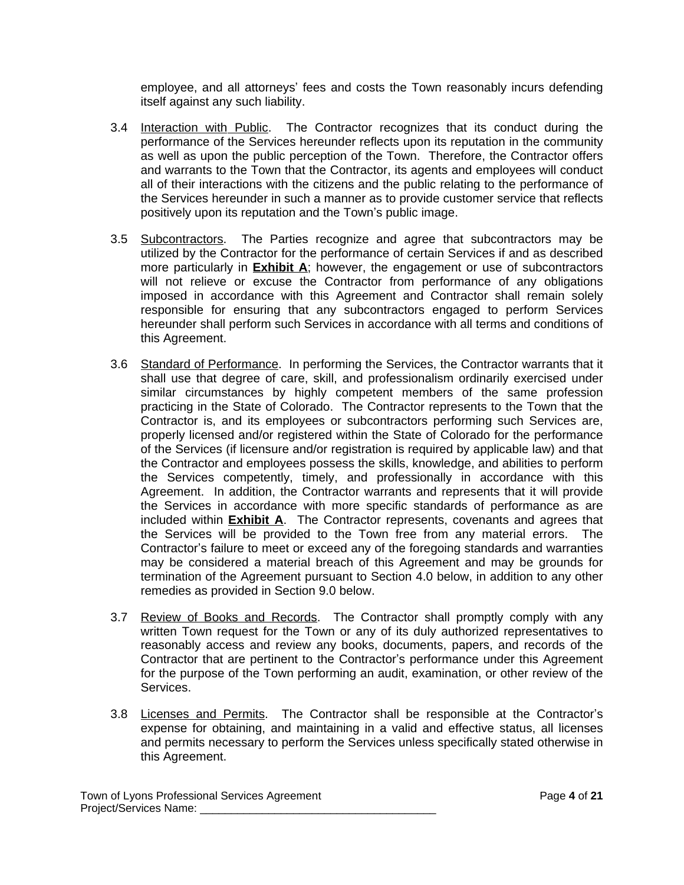employee, and all attorneys' fees and costs the Town reasonably incurs defending itself against any such liability.

3.4 Interaction with Public. The Contractor recognizes that its conduct during the performance of the Services hereunder reflects upon its reputation in the community as well as upon the public perception of the Town. Therefore, the Contractor offers and warrants to the Town that the Contractor, its agents and employees will conduct all of their interactions with the citizens and the public relating to the performance of the Services hereunder in such a manner as to provide customer service that reflects positively upon its reputation and the Town's public image.

3.5 Subcontractors. The Parties recognize and agree that subcontractors may be utilized by the Contractor for the performance of certain Services if and as described more particularly in **Exhibit A**; however, the engagement or use of subcontractors will not relieve or excuse the Contractor from performance of any obligations imposed in accordance with this Agreement and Contractor shall remain solely responsible for ensuring that any subcontractors engaged to perform Services hereunder shall perform such Services in accordance with all terms and conditions of this Agreement.

3.6 Standard of Performance. In performing the Services, the Contractor warrants that it shall use that degree of care, skill, and professionalism ordinarily exercised under similar circumstances by highly competent members of the same profession practicing in the State of Colorado. The Contractor represents to the Town that the Contractor is, and its employees or subcontractors performing such Services are, properly licensed and/or registered within the State of Colorado for the performance of the Services (if licensure and/or registration is required by applicable law) and that the Contractor and employees possess the skills, knowledge, and abilities to perform the Services competently, timely, and professionally in accordance with this Agreement. In addition, the Contractor warrants and represents that it will provide the Services in accordance with more specific standards of performance as are included within **Exhibit A**. The Contractor represents, covenants and agrees that the Services will be provided to the Town free from any material errors. The Contractor's failure to meet or exceed any of the foregoing standards and warranties may be considered a material breach of this Agreement and may be grounds for termination of the Agreement pursuant to Section 4.0 below, in addition to any other remedies as provided in Section 9.0 below.

3.7 Review of Books and Records. The Contractor shall promptly comply with any written Town request for the Town or any of its duly authorized representatives to reasonably access and review any books, documents, papers, and records of the Contractor that are pertinent to the Contractor's performance under this Agreement for the purpose of the Town performing an audit, examination, or other review of the Services.

3.8 Licenses and Permits. The Contractor shall be responsible at the Contractor's expense for obtaining, and maintaining in a valid and effective status, all licenses and permits necessary to perform the Services unless specifically stated otherwise in this Agreement.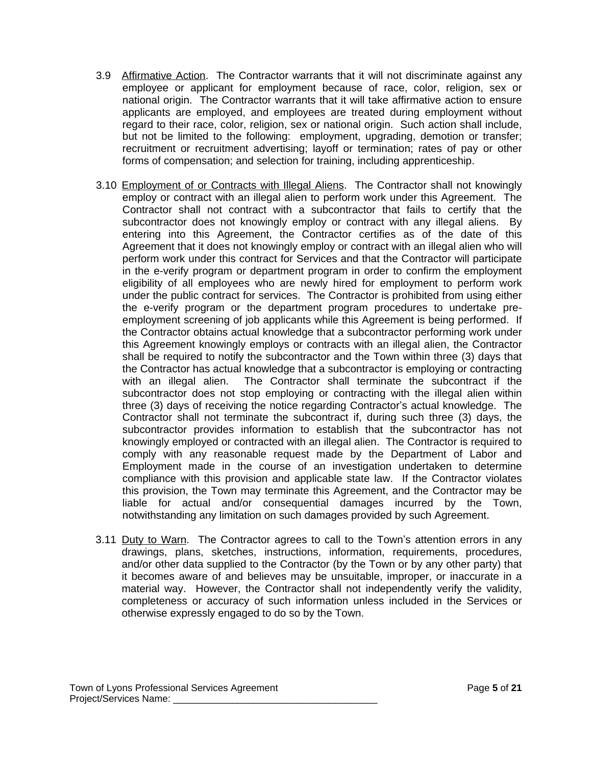3.9 <u>Affirmative Action</u>. The Contractor warrants that it will not discriminate against any employee or applicant for employment because of race, color, religion, sex or national origin. The Contractor warrants that it will take affirmative action to ensure applicants are employed, and employees are treated during employment without regard to their race, color, religion, sex or national origin. Such action shall include, but not be limited to the following: employment, upgrading, demotion or transfer; recruitment or recruitment advertising; layoff or termination; rates of pay or other forms of compensation; and selection for training, including apprenticeship.

3.10 <u>Employment of or Contracts with Illegal Aliens</u>. The Contractor shall not knowingly employ or contract with an illegal alien to perform work under this Agreement. The Contractor shall not contract with a subcontractor that fails to certify that the subcontractor does not knowingly employ or contract with any illegal aliens. By entering into this Agreement, the Contractor certifies as of the date of this Agreement that it does not knowingly employ or contract with an illegal alien who will perform work under this contract for Services and that the Contractor will participate in the e-verify program or department program in order to confirm the employment eligibility of all employees who are newly hired for employment to perform work under the public contract for services. The Contractor is prohibited from using either the e-verify program or the department program procedures to undertake pre-employment screening of job applicants while this Agreement is being performed. If the Contractor obtains actual knowledge that a subcontractor performing work under this Agreement knowingly employs or contracts with an illegal alien, the Contractor shall be required to notify the subcontractor and the Town within three (3) days that the Contractor has actual knowledge that a subcontractor is employing or contracting with an illegal alien. The Contractor shall terminate the subcontract if the subcontractor does not stop employing or contracting with the illegal alien within three (3) days of receiving the notice regarding Contractor's actual knowledge. The Contractor shall not terminate the subcontract if, during such three (3) days, the subcontractor provides information to establish that the subcontractor has not knowingly employed or contracted with an illegal alien. The Contractor is required to comply with any reasonable request made by the Department of Labor and Employment made in the course of an investigation undertaken to determine compliance with this provision and applicable state law. If the Contractor violates this provision, the Town may terminate this Agreement, and the Contractor may be liable for actual and/or consequential damages incurred by the Town, notwithstanding any limitation on such damages provided by such Agreement.

3.11 <u>Duty to Warn</u>. The Contractor agrees to call to the Town's attention errors in any drawings, plans, sketches, instructions, information, requirements, procedures, and/or other data supplied to the Contractor (by the Town or by any other party) that it becomes aware of and believes may be unsuitable, improper, or inaccurate in a material way. However, the Contractor shall not independently verify the validity, completeness or accuracy of such information unless included in the Services or otherwise expressly engaged to do so by the Town.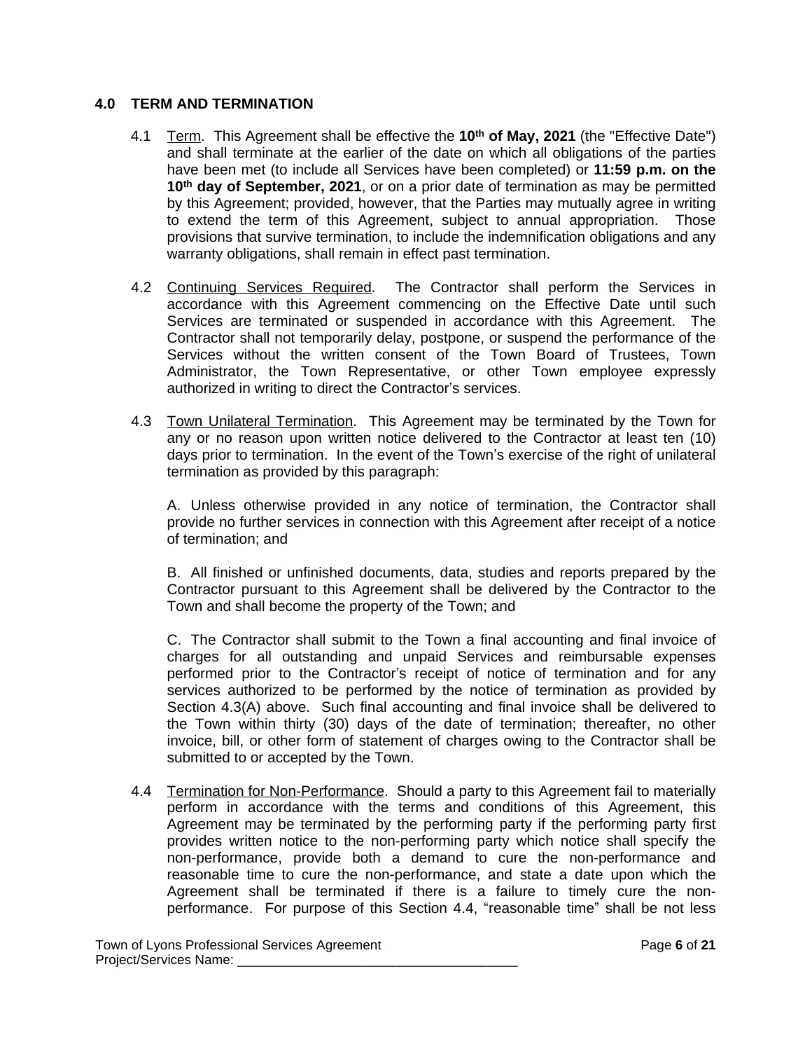## 4.0 TERM AND TERMINATION

4.1 Term. This Agreement shall be effective the **10th of May, 2021** (the "Effective Date") and shall terminate at the earlier of the date on which all obligations of the parties have been met (to include all Services have been completed) or **11:59 p.m. on the 10th day of September, 2021**, or on a prior date of termination as may be permitted by this Agreement; provided, however, that the Parties may mutually agree in writing to extend the term of this Agreement, subject to annual appropriation. Those provisions that survive termination, to include the indemnification obligations and any warranty obligations, shall remain in effect past termination.

4.2 Continuing Services Required. The Contractor shall perform the Services in accordance with this Agreement commencing on the Effective Date until such Services are terminated or suspended in accordance with this Agreement. The Contractor shall not temporarily delay, postpone, or suspend the performance of the Services without the written consent of the Town Board of Trustees, Town Administrator, the Town Representative, or other Town employee expressly authorized in writing to direct the Contractor's services.

4.3 Town Unilateral Termination. This Agreement may be terminated by the Town for any or no reason upon written notice delivered to the Contractor at least ten (10) days prior to termination. In the event of the Town's exercise of the right of unilateral termination as provided by this paragraph:

A. Unless otherwise provided in any notice of termination, the Contractor shall provide no further services in connection with this Agreement after receipt of a notice of termination; and

B. All finished or unfinished documents, data, studies and reports prepared by the Contractor pursuant to this Agreement shall be delivered by the Contractor to the Town and shall become the property of the Town; and

C. The Contractor shall submit to the Town a final accounting and final invoice of charges for all outstanding and unpaid Services and reimbursable expenses performed prior to the Contractor's receipt of notice of termination and for any services authorized to be performed by the notice of termination as provided by Section 4.3(A) above. Such final accounting and final invoice shall be delivered to the Town within thirty (30) days of the date of termination; thereafter, no other invoice, bill, or other form of statement of charges owing to the Contractor shall be submitted to or accepted by the Town.

4.4 Termination for Non-Performance. Should a party to this Agreement fail to materially perform in accordance with the terms and conditions of this Agreement, this Agreement may be terminated by the performing party if the performing party first provides written notice to the non-performing party which notice shall specify the non-performance, provide both a demand to cure the non-performance and reasonable time to cure the non-performance, and state a date upon which the Agreement shall be terminated if there is a failure to timely cure the non-performance. For purpose of this Section 4.4, "reasonable time" shall be not less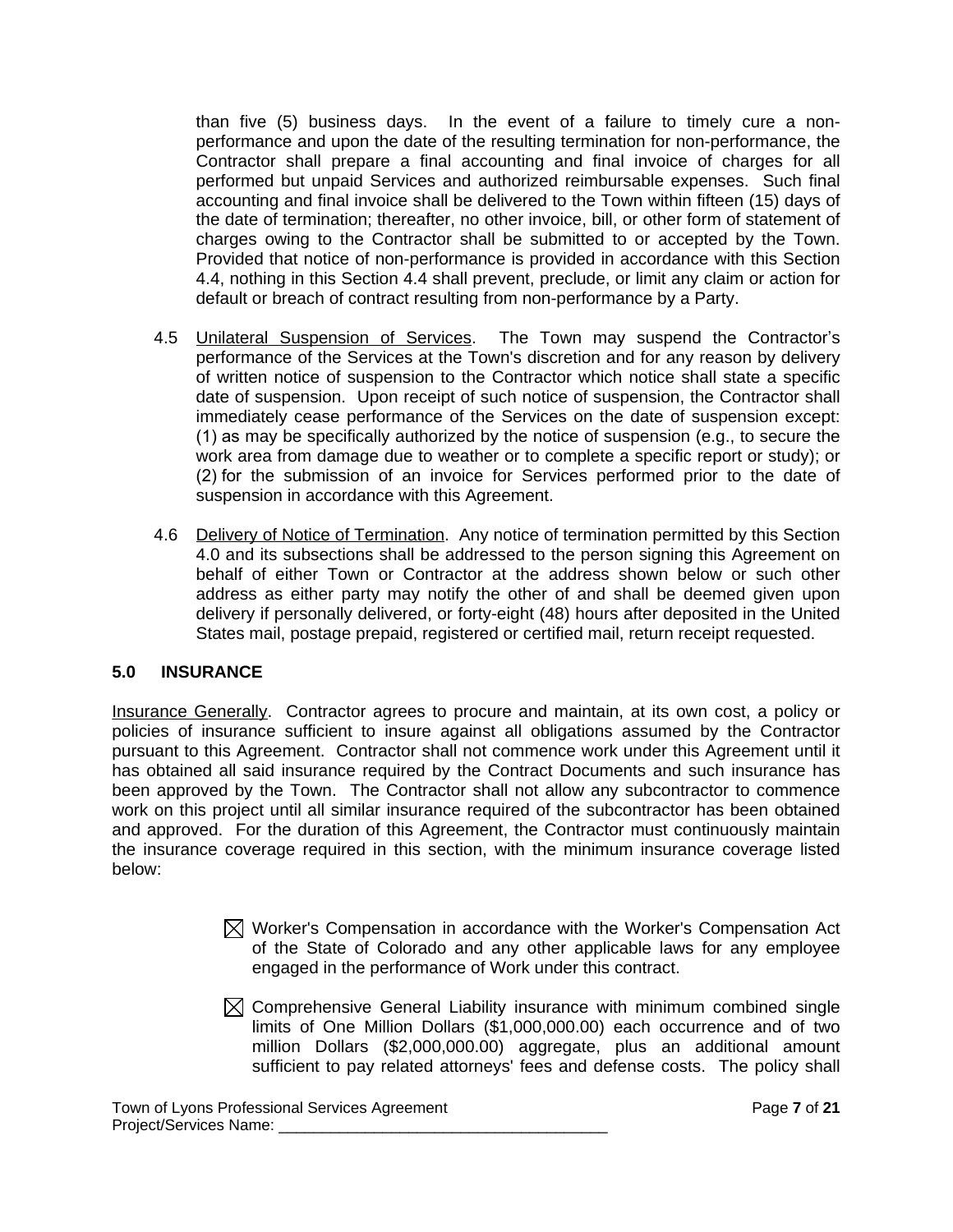than five (5) business days. In the event of a failure to timely cure a non-performance and upon the date of the resulting termination for non-performance, the Contractor shall prepare a final accounting and final invoice of charges for all performed but unpaid Services and authorized reimbursable expenses. Such final accounting and final invoice shall be delivered to the Town within fifteen (15) days of the date of termination; thereafter, no other invoice, bill, or other form of statement of charges owing to the Contractor shall be submitted to or accepted by the Town. Provided that notice of non-performance is provided in accordance with this Section 4.4, nothing in this Section 4.4 shall prevent, preclude, or limit any claim or action for default or breach of contract resulting from non-performance by a Party.

4.5 <u>Unilateral Suspension of Services</u>. The Town may suspend the Contractor's performance of the Services at the Town's discretion and for any reason by delivery of written notice of suspension to the Contractor which notice shall state a specific date of suspension. Upon receipt of such notice of suspension, the Contractor shall immediately cease performance of the Services on the date of suspension except: (1) as may be specifically authorized by the notice of suspension (e.g., to secure the work area from damage due to weather or to complete a specific report or study); or (2) for the submission of an invoice for Services performed prior to the date of suspension in accordance with this Agreement.

4.6 <u>Delivery of Notice of Termination</u>. Any notice of termination permitted by this Section 4.0 and its subsections shall be addressed to the person signing this Agreement on behalf of either Town or Contractor at the address shown below or such other address as either party may notify the other of and shall be deemed given upon delivery if personally delivered, or forty-eight (48) hours after deposited in the United States mail, postage prepaid, registered or certified mail, return receipt requested.

## 5.0 INSURANCE

<u>Insurance Generally</u>. Contractor agrees to procure and maintain, at its own cost, a policy or policies of insurance sufficient to insure against all obligations assumed by the Contractor pursuant to this Agreement. Contractor shall not commence work under this Agreement until it has obtained all said insurance required by the Contract Documents and such insurance has been approved by the Town. The Contractor shall not allow any subcontractor to commence work on this project until all similar insurance required of the subcontractor has been obtained and approved. For the duration of this Agreement, the Contractor must continuously maintain the insurance coverage required in this section, with the minimum insurance coverage listed below:

☒ Worker's Compensation in accordance with the Worker's Compensation Act of the State of Colorado and any other applicable laws for any employee engaged in the performance of Work under this contract.

☒ Comprehensive General Liability insurance with minimum combined single limits of One Million Dollars ($1,000,000.00) each occurrence and of two million Dollars ($2,000,000.00) aggregate, plus an additional amount sufficient to pay related attorneys' fees and defense costs. The policy shall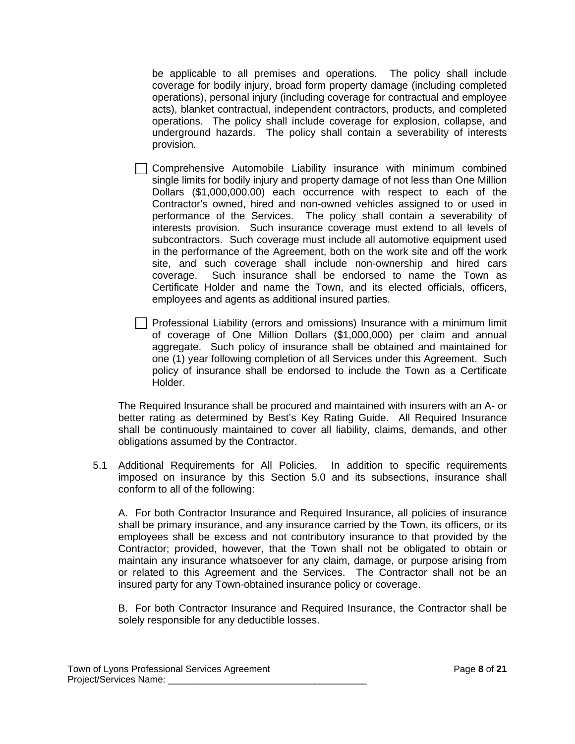be applicable to all premises and operations. The policy shall include coverage for bodily injury, broad form property damage (including completed operations), personal injury (including coverage for contractual and employee acts), blanket contractual, independent contractors, products, and completed operations. The policy shall include coverage for explosion, collapse, and underground hazards. The policy shall contain a severability of interests provision.

☐ Comprehensive Automobile Liability insurance with minimum combined single limits for bodily injury and property damage of not less than One Million Dollars ($1,000,000.00) each occurrence with respect to each of the Contractor's owned, hired and non-owned vehicles assigned to or used in performance of the Services. The policy shall contain a severability of interests provision. Such insurance coverage must extend to all levels of subcontractors. Such coverage must include all automotive equipment used in the performance of the Agreement, both on the work site and off the work site, and such coverage shall include non-ownership and hired cars coverage. Such insurance shall be endorsed to name the Town as Certificate Holder and name the Town, and its elected officials, officers, employees and agents as additional insured parties.

☐ Professional Liability (errors and omissions) Insurance with a minimum limit of coverage of One Million Dollars ($1,000,000) per claim and annual aggregate. Such policy of insurance shall be obtained and maintained for one (1) year following completion of all Services under this Agreement. Such policy of insurance shall be endorsed to include the Town as a Certificate Holder.

The Required Insurance shall be procured and maintained with insurers with an A- or better rating as determined by Best's Key Rating Guide. All Required Insurance shall be continuously maintained to cover all liability, claims, demands, and other obligations assumed by the Contractor.

5.1 Additional Requirements for All Policies. In addition to specific requirements imposed on insurance by this Section 5.0 and its subsections, insurance shall conform to all of the following:

A. For both Contractor Insurance and Required Insurance, all policies of insurance shall be primary insurance, and any insurance carried by the Town, its officers, or its employees shall be excess and not contributory insurance to that provided by the Contractor; provided, however, that the Town shall not be obligated to obtain or maintain any insurance whatsoever for any claim, damage, or purpose arising from or related to this Agreement and the Services. The Contractor shall not be an insured party for any Town-obtained insurance policy or coverage.

B. For both Contractor Insurance and Required Insurance, the Contractor shall be solely responsible for any deductible losses.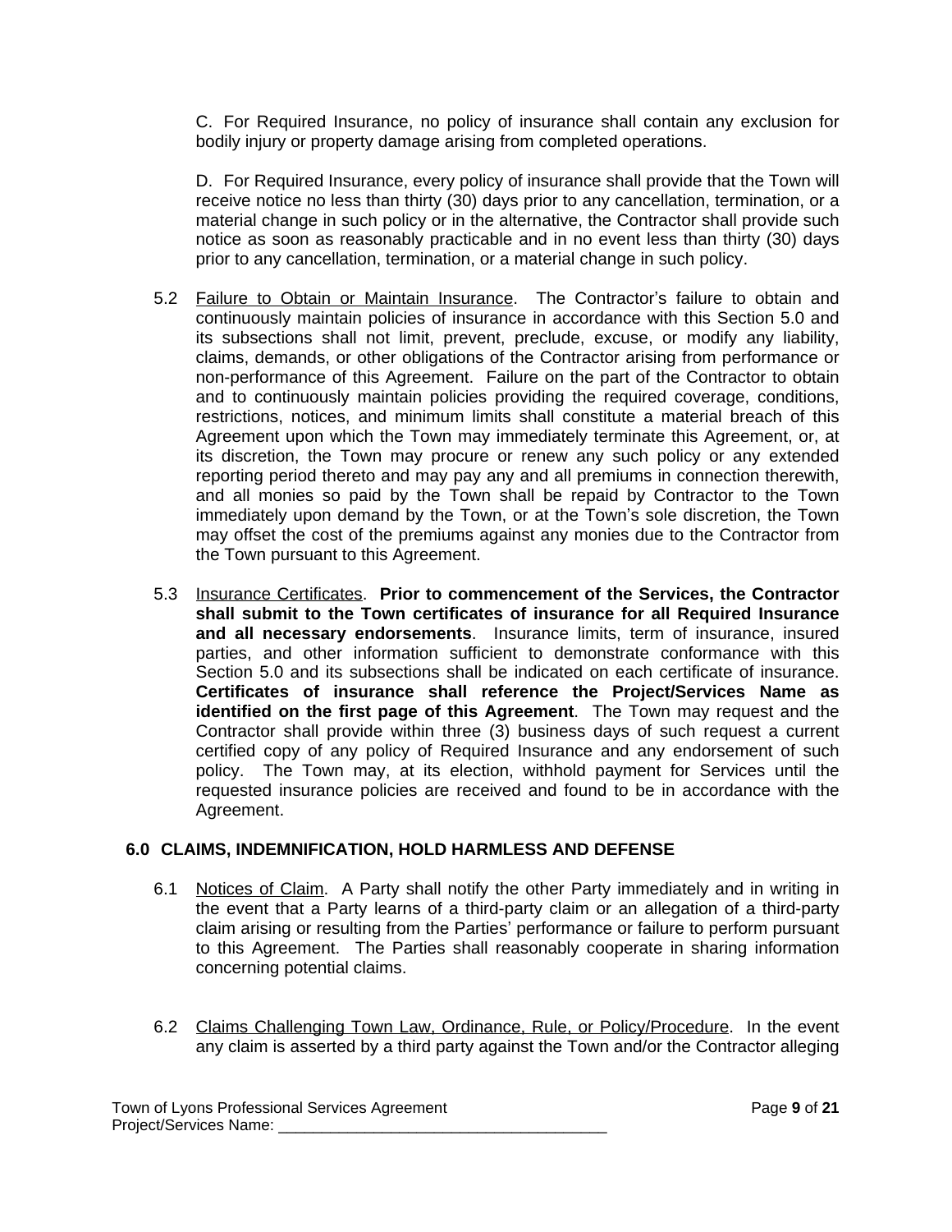C. For Required Insurance, no policy of insurance shall contain any exclusion for bodily injury or property damage arising from completed operations.

D. For Required Insurance, every policy of insurance shall provide that the Town will receive notice no less than thirty (30) days prior to any cancellation, termination, or a material change in such policy or in the alternative, the Contractor shall provide such notice as soon as reasonably practicable and in no event less than thirty (30) days prior to any cancellation, termination, or a material change in such policy.

5.2 Failure to Obtain or Maintain Insurance. The Contractor's failure to obtain and continuously maintain policies of insurance in accordance with this Section 5.0 and its subsections shall not limit, prevent, preclude, excuse, or modify any liability, claims, demands, or other obligations of the Contractor arising from performance or non-performance of this Agreement. Failure on the part of the Contractor to obtain and to continuously maintain policies providing the required coverage, conditions, restrictions, notices, and minimum limits shall constitute a material breach of this Agreement upon which the Town may immediately terminate this Agreement, or, at its discretion, the Town may procure or renew any such policy or any extended reporting period thereto and may pay any and all premiums in connection therewith, and all monies so paid by the Town shall be repaid by Contractor to the Town immediately upon demand by the Town, or at the Town's sole discretion, the Town may offset the cost of the premiums against any monies due to the Contractor from the Town pursuant to this Agreement.

5.3 Insurance Certificates. **Prior to commencement of the Services, the Contractor shall submit to the Town certificates of insurance for all Required Insurance and all necessary endorsements**. Insurance limits, term of insurance, insured parties, and other information sufficient to demonstrate conformance with this Section 5.0 and its subsections shall be indicated on each certificate of insurance. **Certificates of insurance shall reference the Project/Services Name as identified on the first page of this Agreement**. The Town may request and the Contractor shall provide within three (3) business days of such request a current certified copy of any policy of Required Insurance and any endorsement of such policy. The Town may, at its election, withhold payment for Services until the requested insurance policies are received and found to be in accordance with the Agreement.

## 6.0 CLAIMS, INDEMNIFICATION, HOLD HARMLESS AND DEFENSE

6.1 Notices of Claim. A Party shall notify the other Party immediately and in writing in the event that a Party learns of a third-party claim or an allegation of a third-party claim arising or resulting from the Parties' performance or failure to perform pursuant to this Agreement. The Parties shall reasonably cooperate in sharing information concerning potential claims.

6.2 Claims Challenging Town Law, Ordinance, Rule, or Policy/Procedure. In the event any claim is asserted by a third party against the Town and/or the Contractor alleging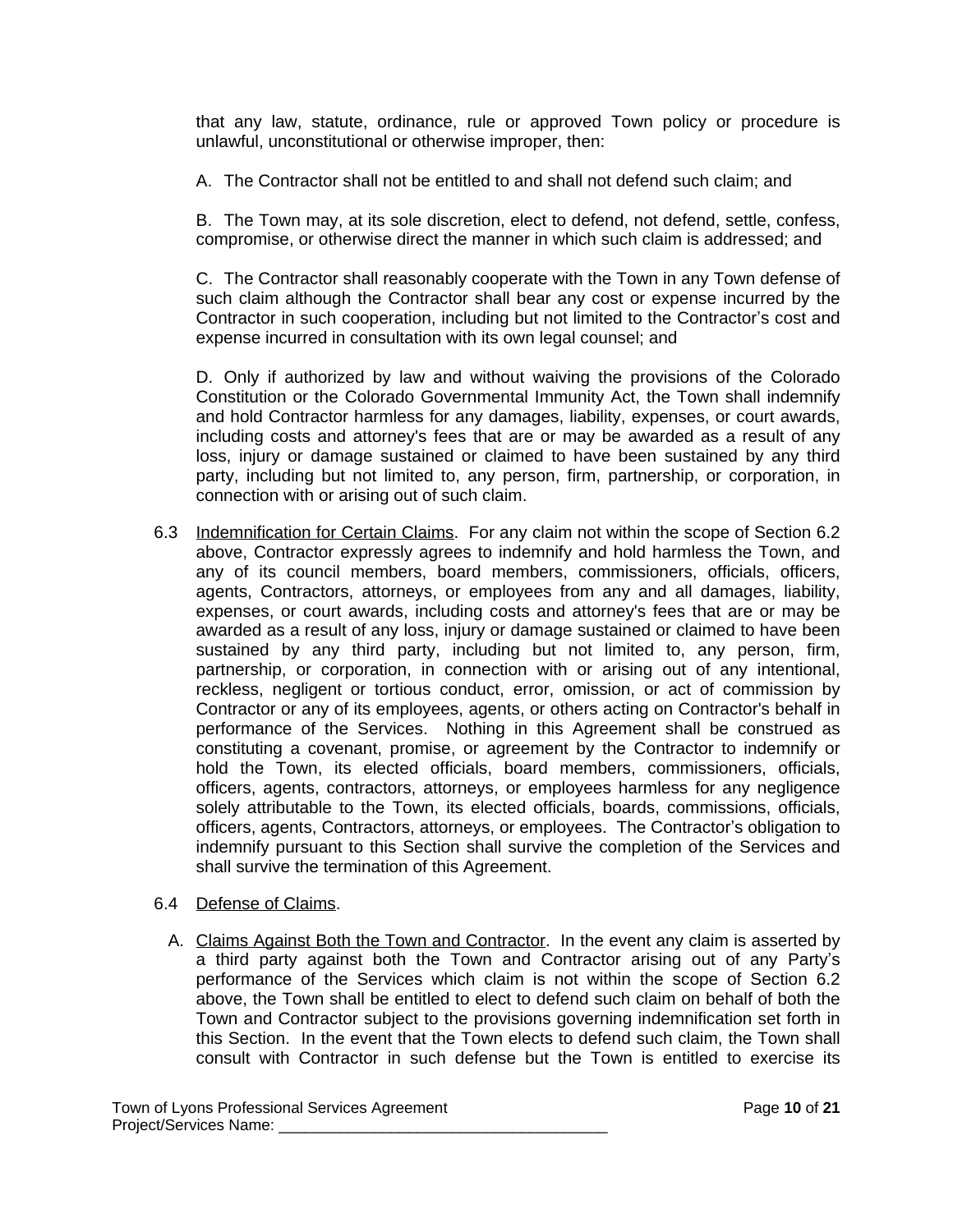that any law, statute, ordinance, rule or approved Town policy or procedure is unlawful, unconstitutional or otherwise improper, then:

A. The Contractor shall not be entitled to and shall not defend such claim; and

B. The Town may, at its sole discretion, elect to defend, not defend, settle, confess, compromise, or otherwise direct the manner in which such claim is addressed; and

C. The Contractor shall reasonably cooperate with the Town in any Town defense of such claim although the Contractor shall bear any cost or expense incurred by the Contractor in such cooperation, including but not limited to the Contractor's cost and expense incurred in consultation with its own legal counsel; and

D. Only if authorized by law and without waiving the provisions of the Colorado Constitution or the Colorado Governmental Immunity Act, the Town shall indemnify and hold Contractor harmless for any damages, liability, expenses, or court awards, including costs and attorney's fees that are or may be awarded as a result of any loss, injury or damage sustained or claimed to have been sustained by any third party, including but not limited to, any person, firm, partnership, or corporation, in connection with or arising out of such claim.

6.3 Indemnification for Certain Claims. For any claim not within the scope of Section 6.2 above, Contractor expressly agrees to indemnify and hold harmless the Town, and any of its council members, board members, commissioners, officials, officers, agents, Contractors, attorneys, or employees from any and all damages, liability, expenses, or court awards, including costs and attorney's fees that are or may be awarded as a result of any loss, injury or damage sustained or claimed to have been sustained by any third party, including but not limited to, any person, firm, partnership, or corporation, in connection with or arising out of any intentional, reckless, negligent or tortious conduct, error, omission, or act of commission by Contractor or any of its employees, agents, or others acting on Contractor's behalf in performance of the Services. Nothing in this Agreement shall be construed as constituting a covenant, promise, or agreement by the Contractor to indemnify or hold the Town, its elected officials, board members, commissioners, officials, officers, agents, contractors, attorneys, or employees harmless for any negligence solely attributable to the Town, its elected officials, boards, commissions, officials, officers, agents, Contractors, attorneys, or employees. The Contractor's obligation to indemnify pursuant to this Section shall survive the completion of the Services and shall survive the termination of this Agreement.

6.4 Defense of Claims.

A. Claims Against Both the Town and Contractor. In the event any claim is asserted by a third party against both the Town and Contractor arising out of any Party's performance of the Services which claim is not within the scope of Section 6.2 above, the Town shall be entitled to elect to defend such claim on behalf of both the Town and Contractor subject to the provisions governing indemnification set forth in this Section. In the event that the Town elects to defend such claim, the Town shall consult with Contractor in such defense but the Town is entitled to exercise its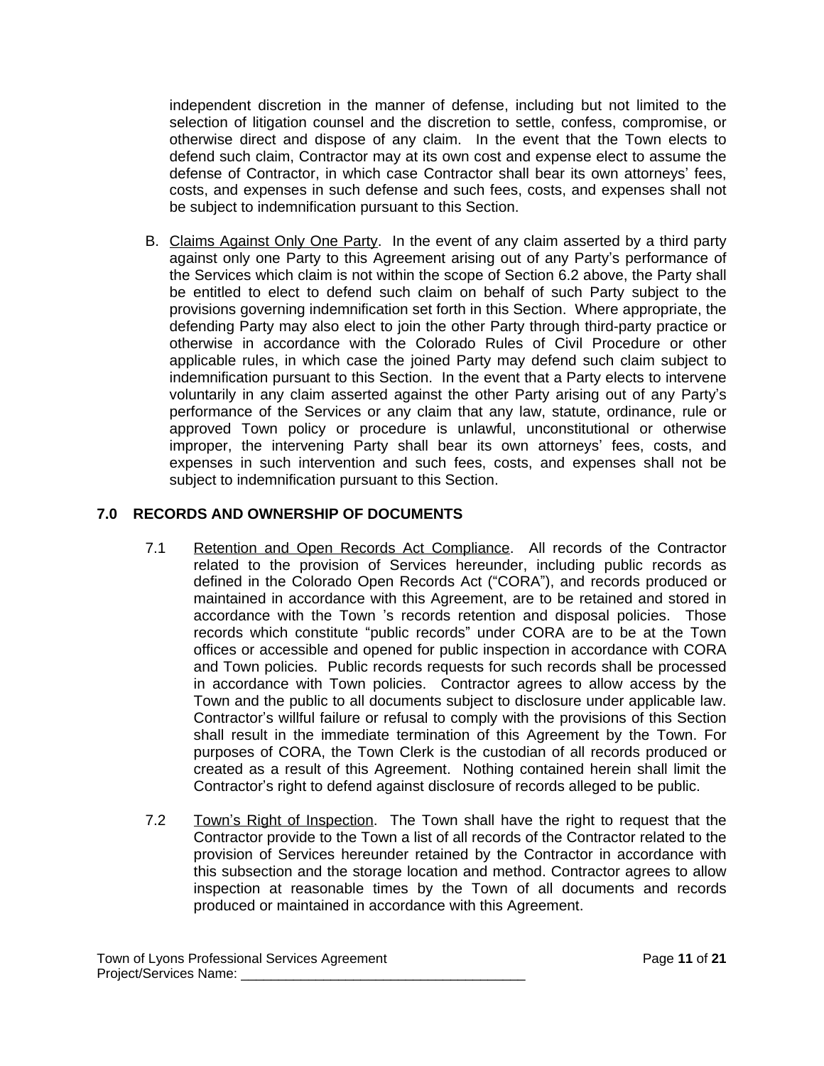independent discretion in the manner of defense, including but not limited to the selection of litigation counsel and the discretion to settle, confess, compromise, or otherwise direct and dispose of any claim. In the event that the Town elects to defend such claim, Contractor may at its own cost and expense elect to assume the defense of Contractor, in which case Contractor shall bear its own attorneys' fees, costs, and expenses in such defense and such fees, costs, and expenses shall not be subject to indemnification pursuant to this Section.

B. Claims Against Only One Party. In the event of any claim asserted by a third party against only one Party to this Agreement arising out of any Party's performance of the Services which claim is not within the scope of Section 6.2 above, the Party shall be entitled to elect to defend such claim on behalf of such Party subject to the provisions governing indemnification set forth in this Section. Where appropriate, the defending Party may also elect to join the other Party through third-party practice or otherwise in accordance with the Colorado Rules of Civil Procedure or other applicable rules, in which case the joined Party may defend such claim subject to indemnification pursuant to this Section. In the event that a Party elects to intervene voluntarily in any claim asserted against the other Party arising out of any Party's performance of the Services or any claim that any law, statute, ordinance, rule or approved Town policy or procedure is unlawful, unconstitutional or otherwise improper, the intervening Party shall bear its own attorneys' fees, costs, and expenses in such intervention and such fees, costs, and expenses shall not be subject to indemnification pursuant to this Section.

## 7.0 RECORDS AND OWNERSHIP OF DOCUMENTS

7.1 Retention and Open Records Act Compliance. All records of the Contractor related to the provision of Services hereunder, including public records as defined in the Colorado Open Records Act ("CORA"), and records produced or maintained in accordance with this Agreement, are to be retained and stored in accordance with the Town 's records retention and disposal policies. Those records which constitute "public records" under CORA are to be at the Town offices or accessible and opened for public inspection in accordance with CORA and Town policies. Public records requests for such records shall be processed in accordance with Town policies. Contractor agrees to allow access by the Town and the public to all documents subject to disclosure under applicable law. Contractor's willful failure or refusal to comply with the provisions of this Section shall result in the immediate termination of this Agreement by the Town. For purposes of CORA, the Town Clerk is the custodian of all records produced or created as a result of this Agreement. Nothing contained herein shall limit the Contractor's right to defend against disclosure of records alleged to be public.

7.2 Town's Right of Inspection. The Town shall have the right to request that the Contractor provide to the Town a list of all records of the Contractor related to the provision of Services hereunder retained by the Contractor in accordance with this subsection and the storage location and method. Contractor agrees to allow inspection at reasonable times by the Town of all documents and records produced or maintained in accordance with this Agreement.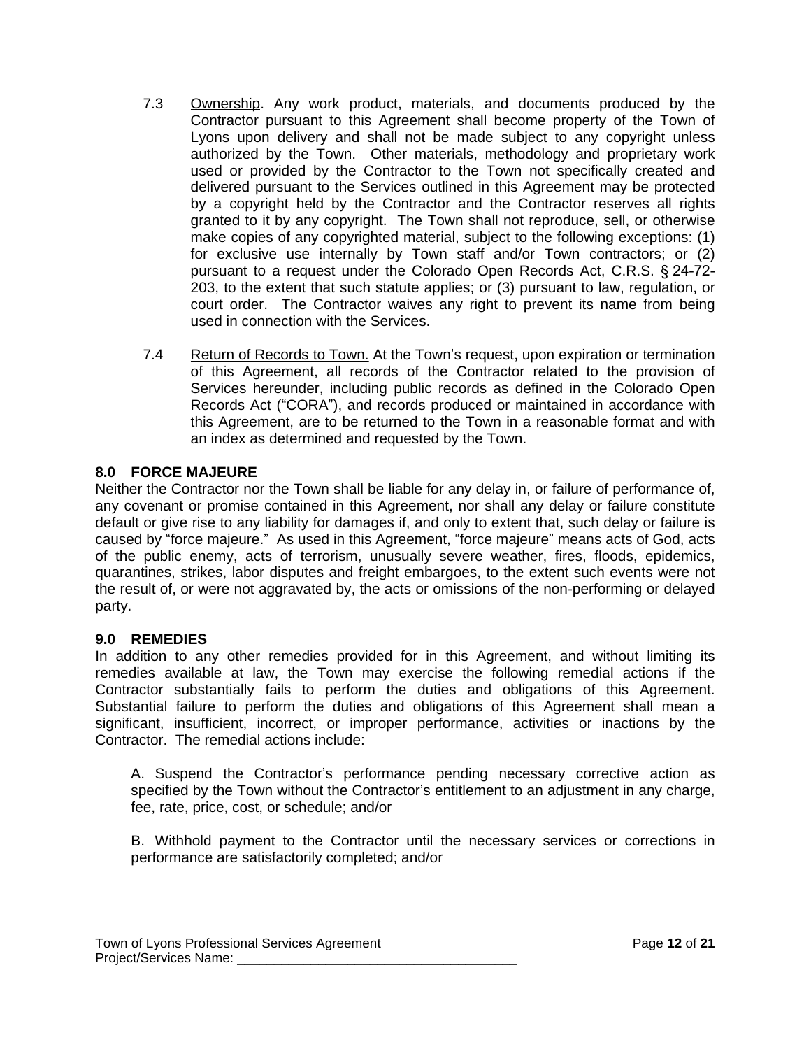7.3 Ownership. Any work product, materials, and documents produced by the Contractor pursuant to this Agreement shall become property of the Town of Lyons upon delivery and shall not be made subject to any copyright unless authorized by the Town. Other materials, methodology and proprietary work used or provided by the Contractor to the Town not specifically created and delivered pursuant to the Services outlined in this Agreement may be protected by a copyright held by the Contractor and the Contractor reserves all rights granted to it by any copyright. The Town shall not reproduce, sell, or otherwise make copies of any copyrighted material, subject to the following exceptions: (1) for exclusive use internally by Town staff and/or Town contractors; or (2) pursuant to a request under the Colorado Open Records Act, C.R.S. § 24-72-203, to the extent that such statute applies; or (3) pursuant to law, regulation, or court order. The Contractor waives any right to prevent its name from being used in connection with the Services.

7.4 Return of Records to Town. At the Town's request, upon expiration or termination of this Agreement, all records of the Contractor related to the provision of Services hereunder, including public records as defined in the Colorado Open Records Act ("CORA"), and records produced or maintained in accordance with this Agreement, are to be returned to the Town in a reasonable format and with an index as determined and requested by the Town.

## 8.0 FORCE MAJEURE

Neither the Contractor nor the Town shall be liable for any delay in, or failure of performance of, any covenant or promise contained in this Agreement, nor shall any delay or failure constitute default or give rise to any liability for damages if, and only to extent that, such delay or failure is caused by "force majeure." As used in this Agreement, "force majeure" means acts of God, acts of the public enemy, acts of terrorism, unusually severe weather, fires, floods, epidemics, quarantines, strikes, labor disputes and freight embargoes, to the extent such events were not the result of, or were not aggravated by, the acts or omissions of the non-performing or delayed party.

## 9.0 REMEDIES

In addition to any other remedies provided for in this Agreement, and without limiting its remedies available at law, the Town may exercise the following remedial actions if the Contractor substantially fails to perform the duties and obligations of this Agreement. Substantial failure to perform the duties and obligations of this Agreement shall mean a significant, insufficient, incorrect, or improper performance, activities or inactions by the Contractor. The remedial actions include:

A. Suspend the Contractor's performance pending necessary corrective action as specified by the Town without the Contractor's entitlement to an adjustment in any charge, fee, rate, price, cost, or schedule; and/or

B. Withhold payment to the Contractor until the necessary services or corrections in performance are satisfactorily completed; and/or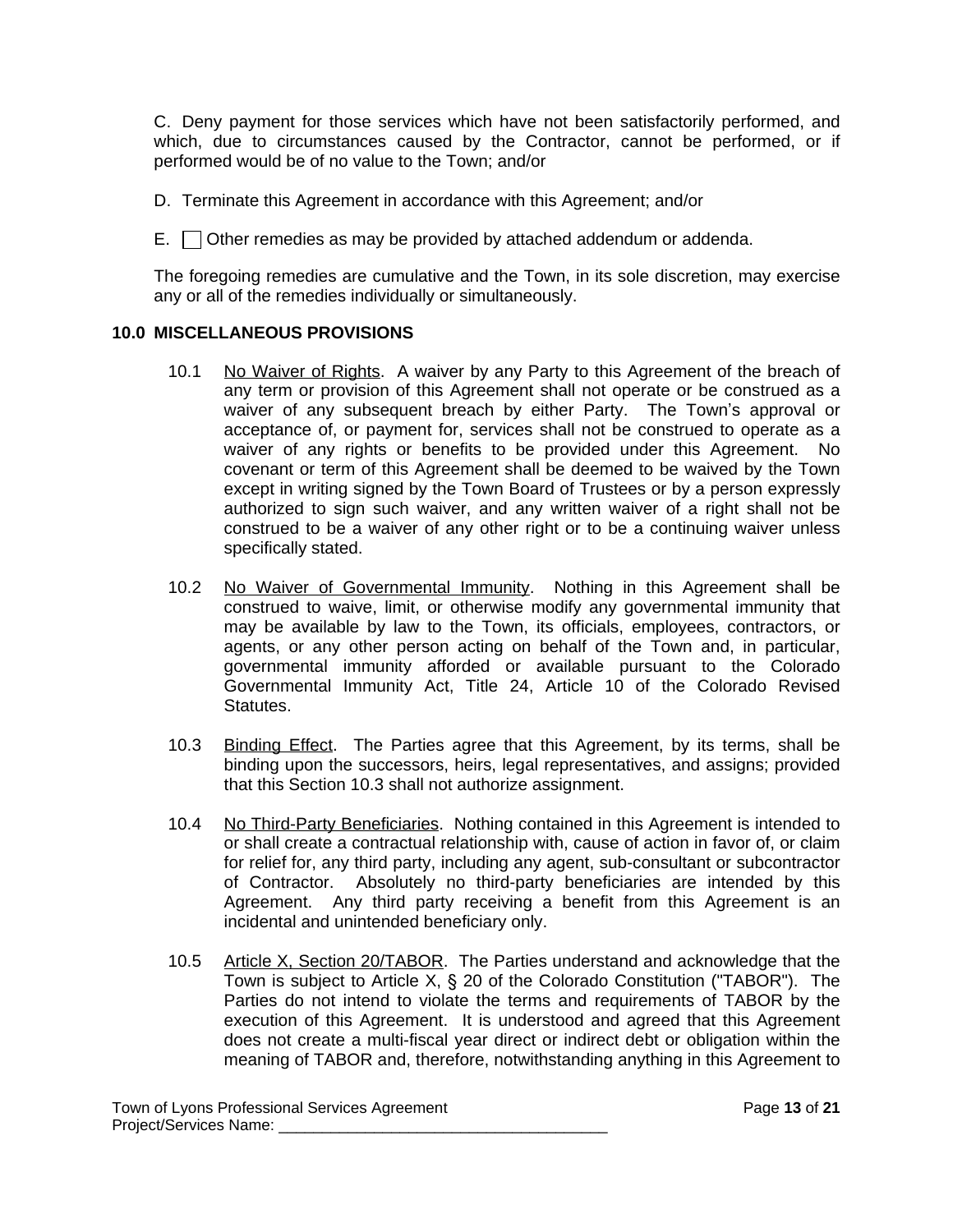C. Deny payment for those services which have not been satisfactorily performed, and which, due to circumstances caused by the Contractor, cannot be performed, or if performed would be of no value to the Town; and/or

D. Terminate this Agreement in accordance with this Agreement; and/or

E. ☐ Other remedies as may be provided by attached addendum or addenda.

The foregoing remedies are cumulative and the Town, in its sole discretion, may exercise any or all of the remedies individually or simultaneously.

## 10.0 MISCELLANEOUS PROVISIONS

10.1 No Waiver of Rights. A waiver by any Party to this Agreement of the breach of any term or provision of this Agreement shall not operate or be construed as a waiver of any subsequent breach by either Party. The Town's approval or acceptance of, or payment for, services shall not be construed to operate as a waiver of any rights or benefits to be provided under this Agreement. No covenant or term of this Agreement shall be deemed to be waived by the Town except in writing signed by the Town Board of Trustees or by a person expressly authorized to sign such waiver, and any written waiver of a right shall not be construed to be a waiver of any other right or to be a continuing waiver unless specifically stated.

10.2 No Waiver of Governmental Immunity. Nothing in this Agreement shall be construed to waive, limit, or otherwise modify any governmental immunity that may be available by law to the Town, its officials, employees, contractors, or agents, or any other person acting on behalf of the Town and, in particular, governmental immunity afforded or available pursuant to the Colorado Governmental Immunity Act, Title 24, Article 10 of the Colorado Revised Statutes.

10.3 Binding Effect. The Parties agree that this Agreement, by its terms, shall be binding upon the successors, heirs, legal representatives, and assigns; provided that this Section 10.3 shall not authorize assignment.

10.4 No Third-Party Beneficiaries. Nothing contained in this Agreement is intended to or shall create a contractual relationship with, cause of action in favor of, or claim for relief for, any third party, including any agent, sub-consultant or subcontractor of Contractor. Absolutely no third-party beneficiaries are intended by this Agreement. Any third party receiving a benefit from this Agreement is an incidental and unintended beneficiary only.

10.5 Article X, Section 20/TABOR. The Parties understand and acknowledge that the Town is subject to Article X, § 20 of the Colorado Constitution ("TABOR"). The Parties do not intend to violate the terms and requirements of TABOR by the execution of this Agreement. It is understood and agreed that this Agreement does not create a multi-fiscal year direct or indirect debt or obligation within the meaning of TABOR and, therefore, notwithstanding anything in this Agreement to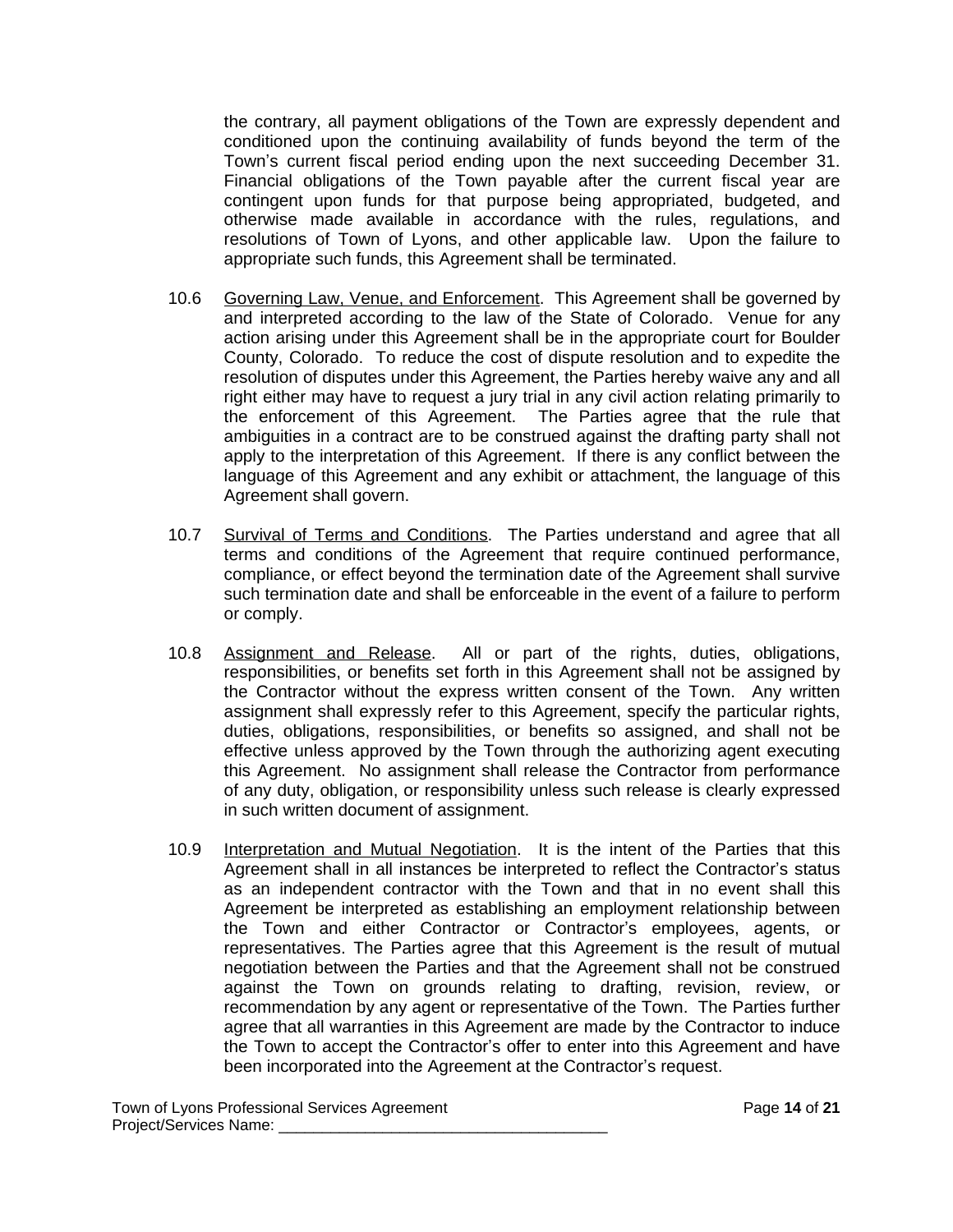the contrary, all payment obligations of the Town are expressly dependent and conditioned upon the continuing availability of funds beyond the term of the Town's current fiscal period ending upon the next succeeding December 31. Financial obligations of the Town payable after the current fiscal year are contingent upon funds for that purpose being appropriated, budgeted, and otherwise made available in accordance with the rules, regulations, and resolutions of Town of Lyons, and other applicable law. Upon the failure to appropriate such funds, this Agreement shall be terminated.

10.6 Governing Law, Venue, and Enforcement. This Agreement shall be governed by and interpreted according to the law of the State of Colorado. Venue for any action arising under this Agreement shall be in the appropriate court for Boulder County, Colorado. To reduce the cost of dispute resolution and to expedite the resolution of disputes under this Agreement, the Parties hereby waive any and all right either may have to request a jury trial in any civil action relating primarily to the enforcement of this Agreement. The Parties agree that the rule that ambiguities in a contract are to be construed against the drafting party shall not apply to the interpretation of this Agreement. If there is any conflict between the language of this Agreement and any exhibit or attachment, the language of this Agreement shall govern.

10.7 Survival of Terms and Conditions. The Parties understand and agree that all terms and conditions of the Agreement that require continued performance, compliance, or effect beyond the termination date of the Agreement shall survive such termination date and shall be enforceable in the event of a failure to perform or comply.

10.8 Assignment and Release. All or part of the rights, duties, obligations, responsibilities, or benefits set forth in this Agreement shall not be assigned by the Contractor without the express written consent of the Town. Any written assignment shall expressly refer to this Agreement, specify the particular rights, duties, obligations, responsibilities, or benefits so assigned, and shall not be effective unless approved by the Town through the authorizing agent executing this Agreement. No assignment shall release the Contractor from performance of any duty, obligation, or responsibility unless such release is clearly expressed in such written document of assignment.

10.9 Interpretation and Mutual Negotiation. It is the intent of the Parties that this Agreement shall in all instances be interpreted to reflect the Contractor's status as an independent contractor with the Town and that in no event shall this Agreement be interpreted as establishing an employment relationship between the Town and either Contractor or Contractor's employees, agents, or representatives. The Parties agree that this Agreement is the result of mutual negotiation between the Parties and that the Agreement shall not be construed against the Town on grounds relating to drafting, revision, review, or recommendation by any agent or representative of the Town. The Parties further agree that all warranties in this Agreement are made by the Contractor to induce the Town to accept the Contractor's offer to enter into this Agreement and have been incorporated into the Agreement at the Contractor's request.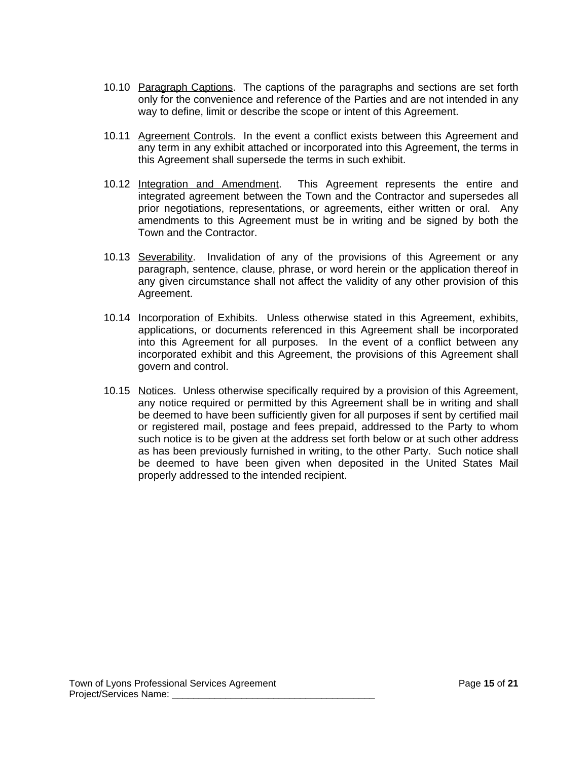10.10 Paragraph Captions. The captions of the paragraphs and sections are set forth only for the convenience and reference of the Parties and are not intended in any way to define, limit or describe the scope or intent of this Agreement.

10.11 Agreement Controls. In the event a conflict exists between this Agreement and any term in any exhibit attached or incorporated into this Agreement, the terms in this Agreement shall supersede the terms in such exhibit.

10.12 Integration and Amendment. This Agreement represents the entire and integrated agreement between the Town and the Contractor and supersedes all prior negotiations, representations, or agreements, either written or oral. Any amendments to this Agreement must be in writing and be signed by both the Town and the Contractor.

10.13 Severability. Invalidation of any of the provisions of this Agreement or any paragraph, sentence, clause, phrase, or word herein or the application thereof in any given circumstance shall not affect the validity of any other provision of this Agreement.

10.14 Incorporation of Exhibits. Unless otherwise stated in this Agreement, exhibits, applications, or documents referenced in this Agreement shall be incorporated into this Agreement for all purposes. In the event of a conflict between any incorporated exhibit and this Agreement, the provisions of this Agreement shall govern and control.

10.15 Notices. Unless otherwise specifically required by a provision of this Agreement, any notice required or permitted by this Agreement shall be in writing and shall be deemed to have been sufficiently given for all purposes if sent by certified mail or registered mail, postage and fees prepaid, addressed to the Party to whom such notice is to be given at the address set forth below or at such other address as has been previously furnished in writing, to the other Party. Such notice shall be deemed to have been given when deposited in the United States Mail properly addressed to the intended recipient.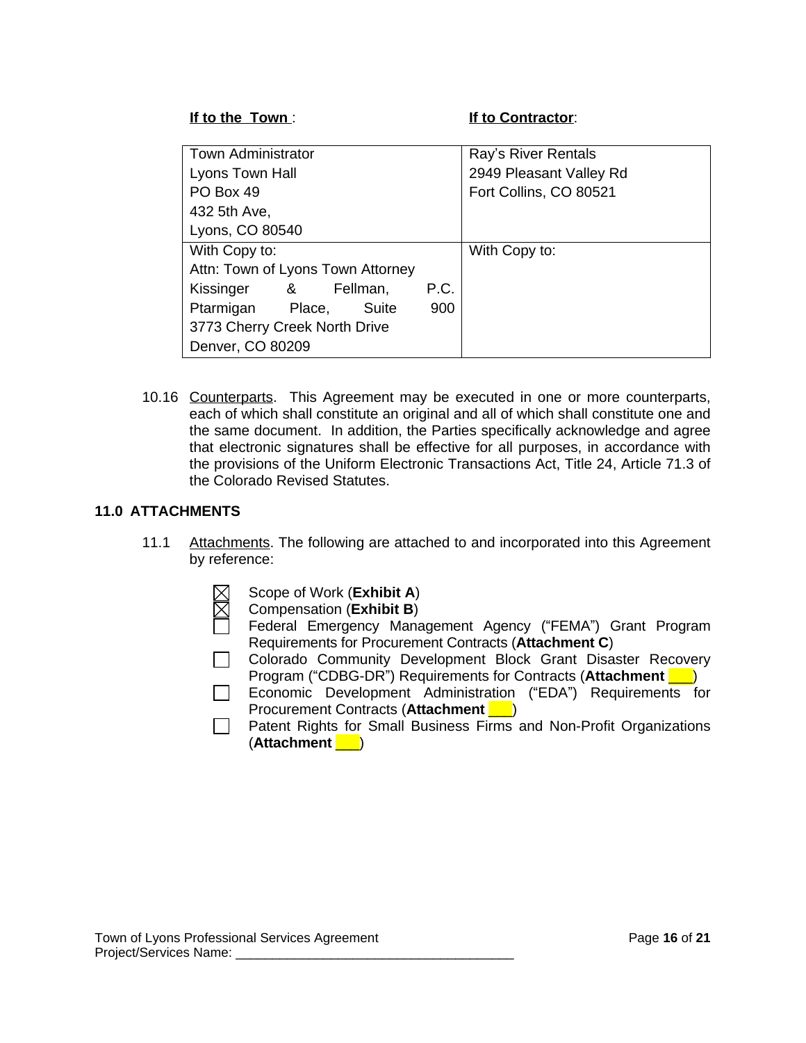**<u>If to the Town</u>**: **<u>If to Contractor</u>**:

| If to the Town: | If to Contractor: |
|---|---|
| Town Administrator<br>Lyons Town Hall<br>PO Box 49<br>432 5th Ave,<br>Lyons, CO 80540 | Ray's River Rentals<br>2949 Pleasant Valley Rd<br>Fort Collins, CO 80521 |
| With Copy to:<br>Attn: Town of Lyons Town Attorney<br>Kissinger & Fellman, P.C.<br>Ptarmigan Place, Suite 900<br>3773 Cherry Creek North Drive<br>Denver, CO 80209 | With Copy to: |

10.16 <u>Counterparts</u>. This Agreement may be executed in one or more counterparts, each of which shall constitute an original and all of which shall constitute one and the same document. In addition, the Parties specifically acknowledge and agree that electronic signatures shall be effective for all purposes, in accordance with the provisions of the Uniform Electronic Transactions Act, Title 24, Article 71.3 of the Colorado Revised Statutes.

## 11.0 ATTACHMENTS

11.1 <u>Attachments</u>. The following are attached to and incorporated into this Agreement by reference:

- ☒ Scope of Work (**Exhibit A**)
- ☒ Compensation (**Exhibit B**)
- ☐ Federal Emergency Management Agency ("FEMA") Grant Program Requirements for Procurement Contracts (**Attachment C**)
- ☐ Colorado Community Development Block Grant Disaster Recovery Program ("CDBG-DR") Requirements for Contracts (**Attachment ___**)
- ☐ Economic Development Administration ("EDA") Requirements for Procurement Contracts (**Attachment ___**)
- ☐ Patent Rights for Small Business Firms and Non-Profit Organizations (**Attachment ___**)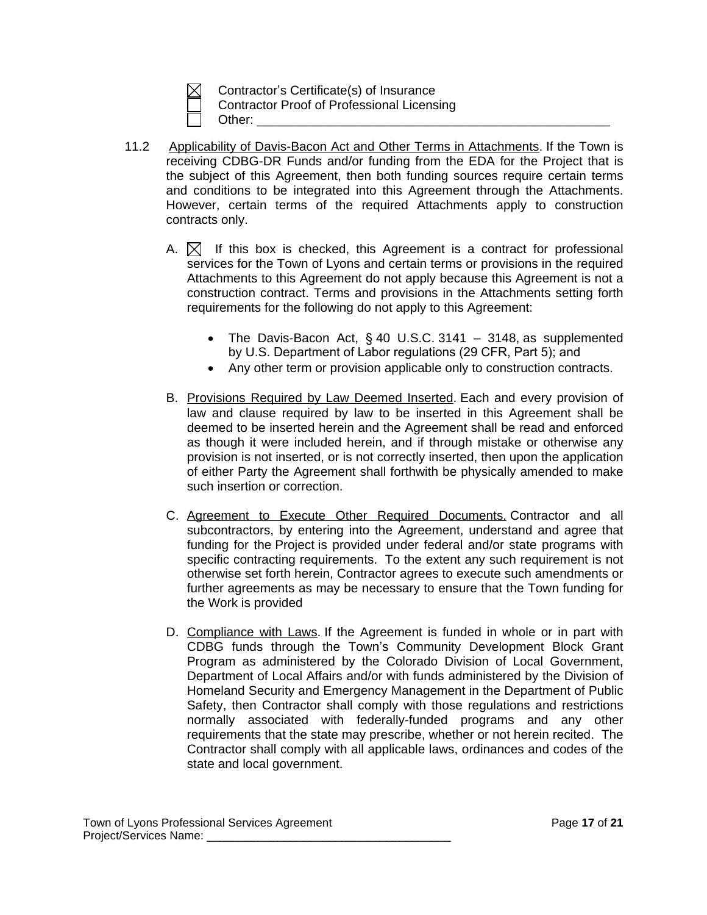- ☒ Contractor's Certificate(s) of Insurance
- ☐ Contractor Proof of Professional Licensing
- ☐ Other: ___________________________________________________

11.2 Applicability of Davis-Bacon Act and Other Terms in Attachments. If the Town is receiving CDBG-DR Funds and/or funding from the EDA for the Project that is the subject of this Agreement, then both funding sources require certain terms and conditions to be integrated into this Agreement through the Attachments. However, certain terms of the required Attachments apply to construction contracts only.

A. ☒ If this box is checked, this Agreement is a contract for professional services for the Town of Lyons and certain terms or provisions in the required Attachments to this Agreement do not apply because this Agreement is not a construction contract. Terms and provisions in the Attachments setting forth requirements for the following do not apply to this Agreement:

- The Davis-Bacon Act, § 40 U.S.C. 3141 – 3148, as supplemented by U.S. Department of Labor regulations (29 CFR, Part 5); and
- Any other term or provision applicable only to construction contracts.

B. Provisions Required by Law Deemed Inserted. Each and every provision of law and clause required by law to be inserted in this Agreement shall be deemed to be inserted herein and the Agreement shall be read and enforced as though it were included herein, and if through mistake or otherwise any provision is not inserted, or is not correctly inserted, then upon the application of either Party the Agreement shall forthwith be physically amended to make such insertion or correction.

C. Agreement to Execute Other Required Documents. Contractor and all subcontractors, by entering into the Agreement, understand and agree that funding for the Project is provided under federal and/or state programs with specific contracting requirements. To the extent any such requirement is not otherwise set forth herein, Contractor agrees to execute such amendments or further agreements as may be necessary to ensure that the Town funding for the Work is provided

D. Compliance with Laws. If the Agreement is funded in whole or in part with CDBG funds through the Town's Community Development Block Grant Program as administered by the Colorado Division of Local Government, Department of Local Affairs and/or with funds administered by the Division of Homeland Security and Emergency Management in the Department of Public Safety, then Contractor shall comply with those regulations and restrictions normally associated with federally-funded programs and any other requirements that the state may prescribe, whether or not herein recited. The Contractor shall comply with all applicable laws, ordinances and codes of the state and local government.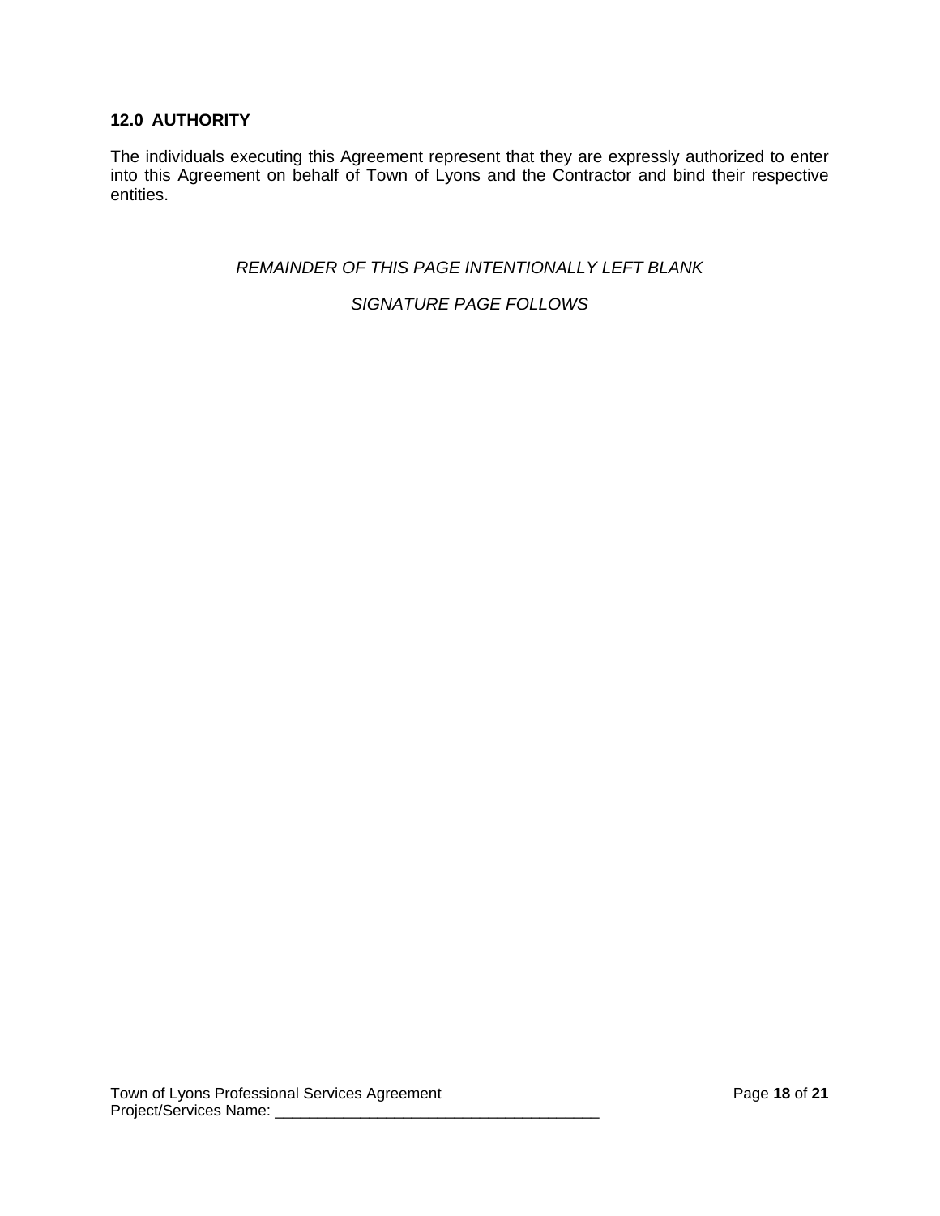### 12.0 AUTHORITY

The individuals executing this Agreement represent that they are expressly authorized to enter into this Agreement on behalf of Town of Lyons and the Contractor and bind their respective entities.

*REMAINDER OF THIS PAGE INTENTIONALLY LEFT BLANK*

*SIGNATURE PAGE FOLLOWS*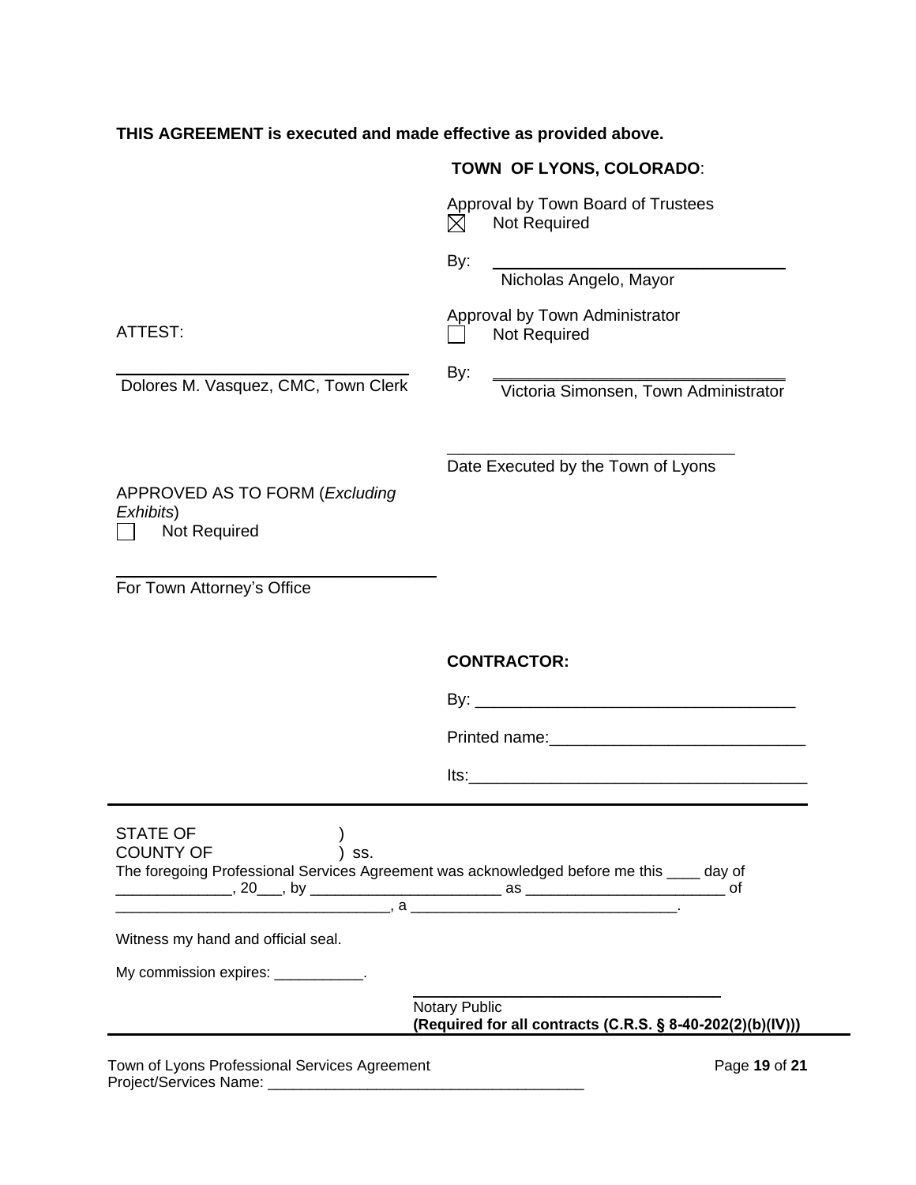**THIS AGREEMENT is executed and made effective as provided above.**

**TOWN OF LYONS, COLORADO**:

Approval by Town Board of Trustees
☒ Not Required

By: ________________________________
Nicholas Angelo, Mayor

Approval by Town Administrator
☐ Not Required

ATTEST:

________________________________
Dolores M. Vasquez, CMC, Town Clerk

By: ________________________________
Victoria Simonsen, Town Administrator

________________________________
Date Executed by the Town of Lyons

APPROVED AS TO FORM (*Excluding Exhibits*)
☐ Not Required

________________________________
For Town Attorney's Office

**CONTRACTOR:**

By: ___________________________________

Printed name:___________________________

Its:____________________________________

STATE OF )
COUNTY OF ) ss.

The foregoing Professional Services Agreement was acknowledged before me this ____ day of ______________, 20___, by _______________________ as ________________________ of ________________________________, a ________________________________.

Witness my hand and official seal.

My commission expires: ___________.

________________________________
Notary Public
**(Required for all contracts (C.R.S. § 8-40-202(2)(b)(IV)))**

Town of Lyons Professional Services Agreement
Project/Services Name: _______________________________________